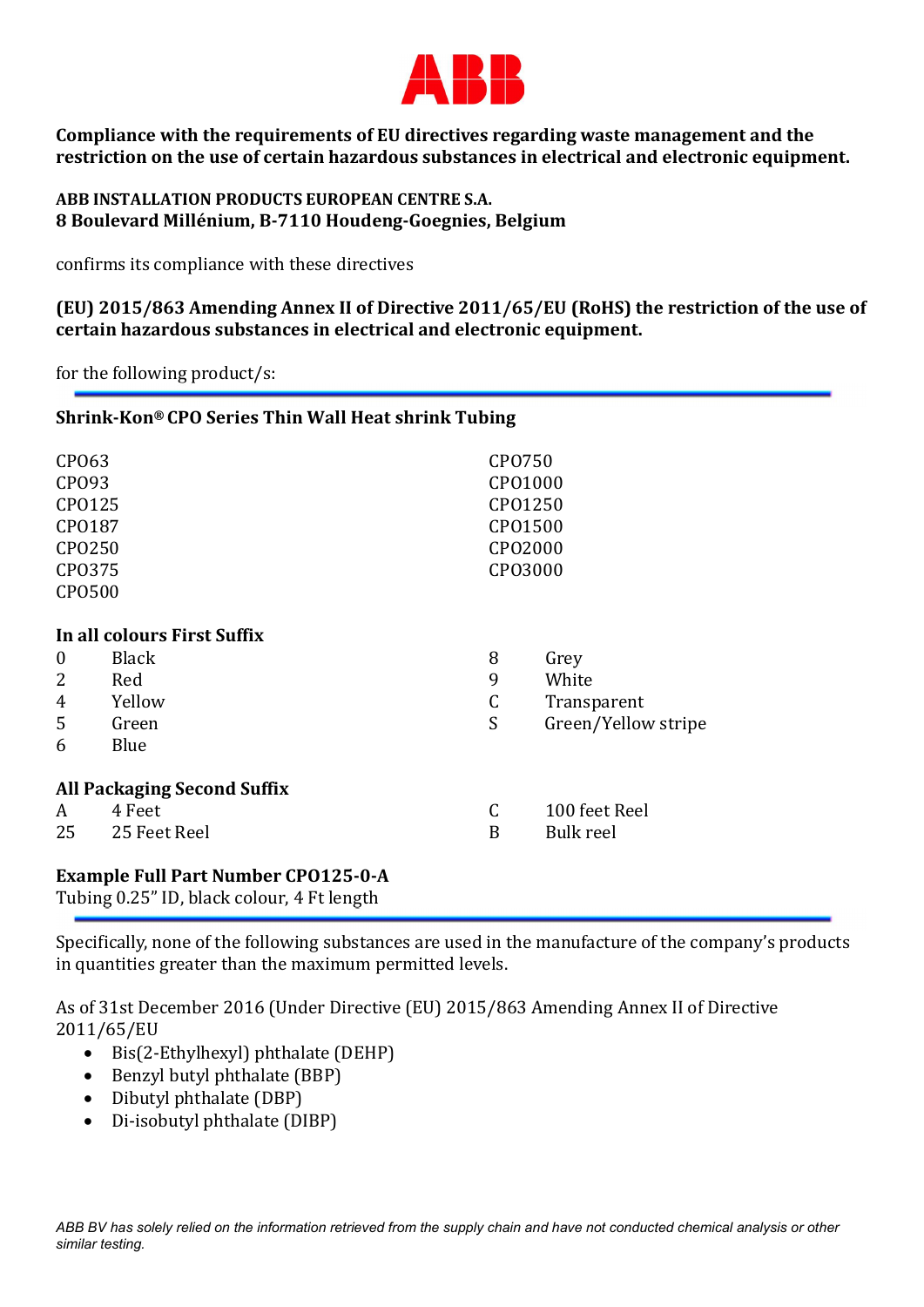ABB

**Compliance with the requirements of EU directives regarding waste management and the restriction on the use of certain hazardous substances in electrical and electronic equipment.**

**ABB INSTALLATION PRODUCTS EUROPEAN CENTRE S.A.**
**8 Boulevard Millénium, B-7110 Houdeng-Goegnies, Belgium**

confirms its compliance with these directives

**(EU) 2015/863 Amending Annex II of Directive 2011/65/EU (RoHS) the restriction of the use of certain hazardous substances in electrical and electronic equipment.**

for the following product/s:

**Shrink-Kon® CPO Series Thin Wall Heat shrink Tubing**

CPO63
CPO93
CPO125
CPO187
CPO250
CPO375
CPO500
CPO750
CPO1000
CPO1250
CPO1500
CPO2000
CPO3000

**In all colours First Suffix**

| | |
|---|---|
| 0 | Black |
| 2 | Red |
| 4 | Yellow |
| 5 | Green |
| 6 | Blue |
| 8 | Grey |
| 9 | White |
| C | Transparent |
| S | Green/Yellow stripe |

**All Packaging Second Suffix**

| | |
|---|---|
| A | 4 Feet |
| 25 | 25 Feet Reel |
| C | 100 feet Reel |
| B | Bulk reel |

**Example Full Part Number CPO125-0-A**
Tubing 0.25" ID, black colour, 4 Ft length

Specifically, none of the following substances are used in the manufacture of the company's products in quantities greater than the maximum permitted levels.

As of 31st December 2016 (Under Directive (EU) 2015/863 Amending Annex II of Directive 2011/65/EU

- Bis(2-Ethylhexyl) phthalate (DEHP)
- Benzyl butyl phthalate (BBP)
- Dibutyl phthalate (DBP)
- Di-isobutyl phthalate (DIBP)

*ABB BV has solely relied on the information retrieved from the supply chain and have not conducted chemical analysis or other similar testing.*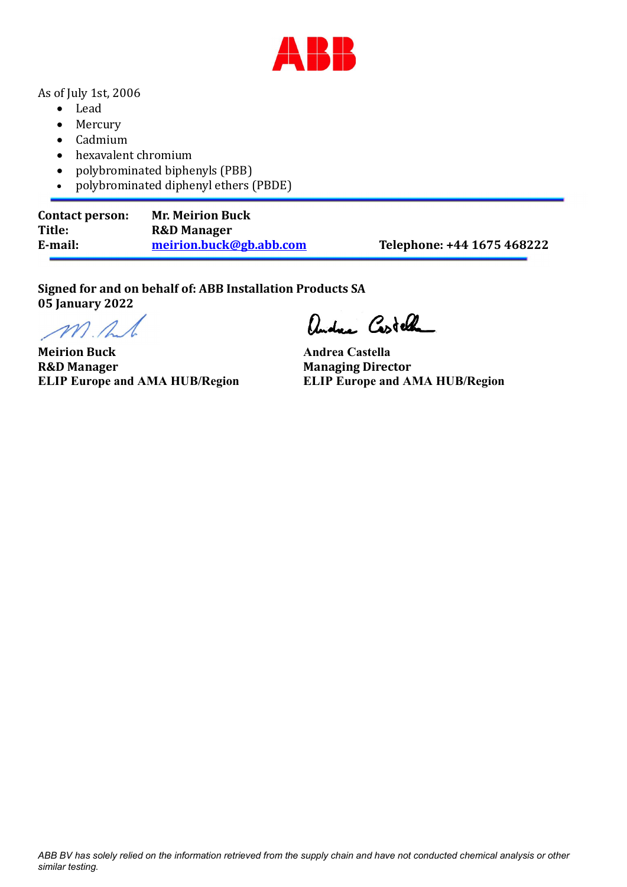ABB

As of July 1st, 2006

- Lead
- Mercury
- Cadmium
- hexavalent chromium
- polybrominated biphenyls (PBB)
- polybrominated diphenyl ethers (PBDE)

| | | |
|---|---|---|
| **Contact person:** | **Mr. Meirion Buck** | |
| **Title:** | **R&D Manager** | |
| **E-mail:** | **meirion.buck@gb.abb.com** | **Telephone: +44 1675 468222** |

**Signed for and on behalf of: ABB Installation Products SA**
**05 January 2022**

**Meirion Buck**
**R&D Manager**
**ELIP Europe and AMA HUB/Region**

**Andrea Castella**
**Managing Director**
**ELIP Europe and AMA HUB/Region**

*ABB BV has solely relied on the information retrieved from the supply chain and have not conducted chemical analysis or other similar testing.*